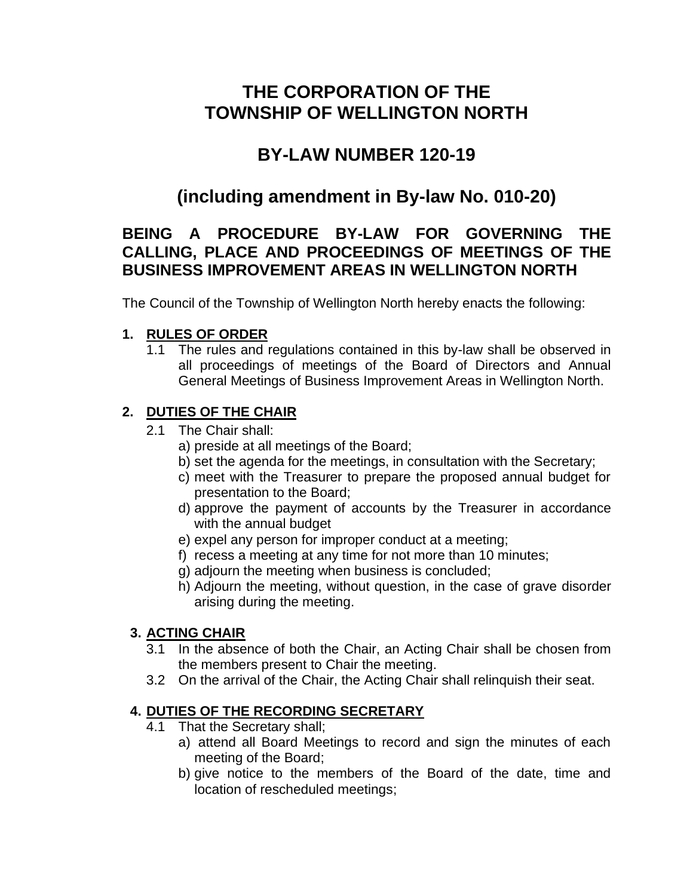# THE CORPORATION OF THE TOWNSHIP OF WELLINGTON NORTH

# BY-LAW NUMBER 120-19

# (including amendment in By-law No. 010-20)

## BEING A PROCEDURE BY-LAW FOR GOVERNING THE CALLING, PLACE AND PROCEEDINGS OF MEETINGS OF THE BUSINESS IMPROVEMENT AREAS IN WELLINGTON NORTH

The Council of the Township of Wellington North hereby enacts the following:

### 1. RULES OF ORDER

1.1 The rules and regulations contained in this by-law shall be observed in all proceedings of meetings of the Board of Directors and Annual General Meetings of Business Improvement Areas in Wellington North.

### 2. DUTIES OF THE CHAIR

2.1 The Chair shall:

a) preside at all meetings of the Board;
b) set the agenda for the meetings, in consultation with the Secretary;
c) meet with the Treasurer to prepare the proposed annual budget for presentation to the Board;
d) approve the payment of accounts by the Treasurer in accordance with the annual budget
e) expel any person for improper conduct at a meeting;
f) recess a meeting at any time for not more than 10 minutes;
g) adjourn the meeting when business is concluded;
h) Adjourn the meeting, without question, in the case of grave disorder arising during the meeting.

### 3. ACTING CHAIR

3.1 In the absence of both the Chair, an Acting Chair shall be chosen from the members present to Chair the meeting.

3.2 On the arrival of the Chair, the Acting Chair shall relinquish their seat.

### 4. DUTIES OF THE RECORDING SECRETARY

4.1 That the Secretary shall;

a) attend all Board Meetings to record and sign the minutes of each meeting of the Board;
b) give notice to the members of the Board of the date, time and location of rescheduled meetings;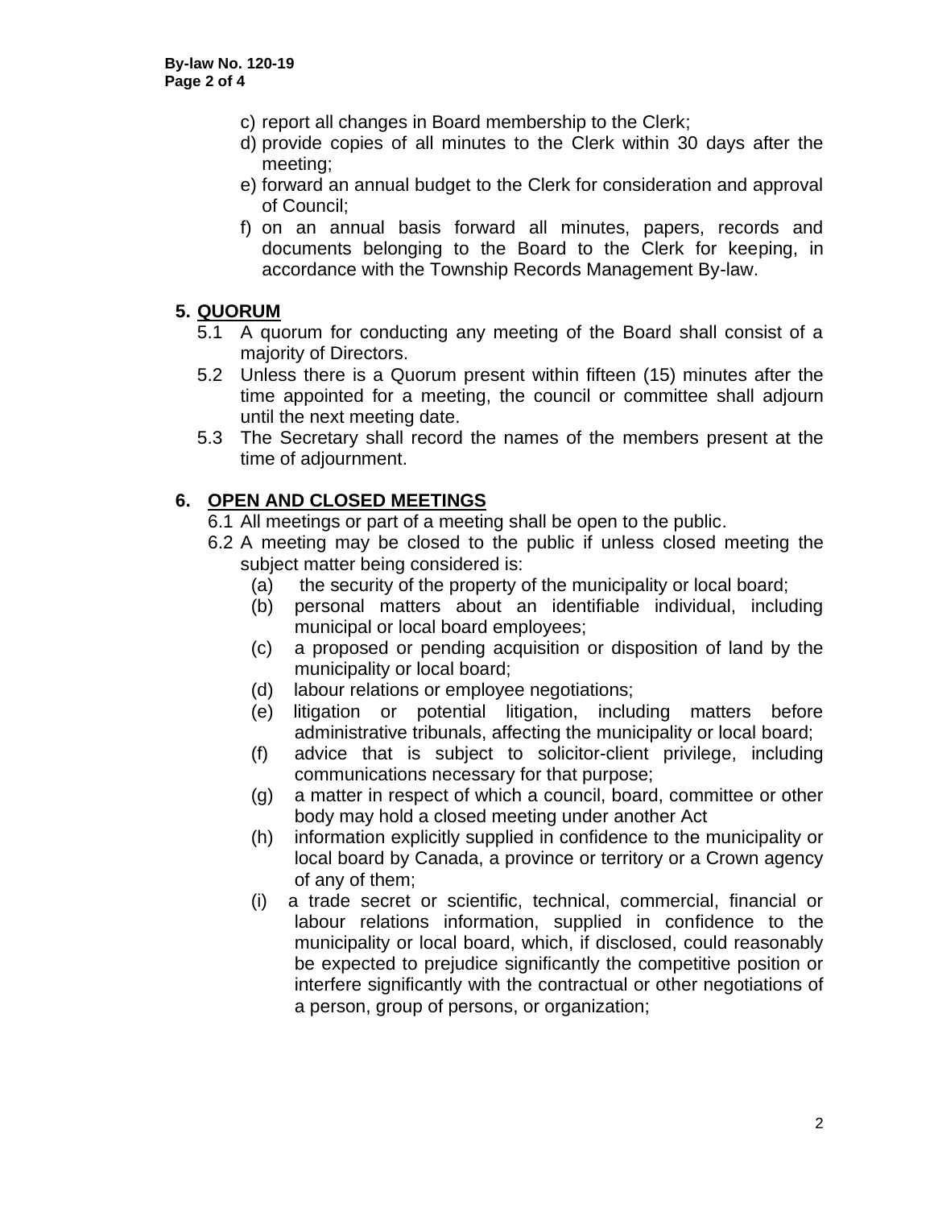c) report all changes in Board membership to the Clerk;
d) provide copies of all minutes to the Clerk within 30 days after the meeting;
e) forward an annual budget to the Clerk for consideration and approval of Council;
f) on an annual basis forward all minutes, papers, records and documents belonging to the Board to the Clerk for keeping, in accordance with the Township Records Management By-law.

## 5. QUORUM

5.1 A quorum for conducting any meeting of the Board shall consist of a majority of Directors.

5.2 Unless there is a Quorum present within fifteen (15) minutes after the time appointed for a meeting, the council or committee shall adjourn until the next meeting date.

5.3 The Secretary shall record the names of the members present at the time of adjournment.

## 6. OPEN AND CLOSED MEETINGS

6.1 All meetings or part of a meeting shall be open to the public.

6.2 A meeting may be closed to the public if unless closed meeting the subject matter being considered is:

(a) the security of the property of the municipality or local board;
(b) personal matters about an identifiable individual, including municipal or local board employees;
(c) a proposed or pending acquisition or disposition of land by the municipality or local board;
(d) labour relations or employee negotiations;
(e) litigation or potential litigation, including matters before administrative tribunals, affecting the municipality or local board;
(f) advice that is subject to solicitor-client privilege, including communications necessary for that purpose;
(g) a matter in respect of which a council, board, committee or other body may hold a closed meeting under another Act
(h) information explicitly supplied in confidence to the municipality or local board by Canada, a province or territory or a Crown agency of any of them;
(i) a trade secret or scientific, technical, commercial, financial or labour relations information, supplied in confidence to the municipality or local board, which, if disclosed, could reasonably be expected to prejudice significantly the competitive position or interfere significantly with the contractual or other negotiations of a person, group of persons, or organization;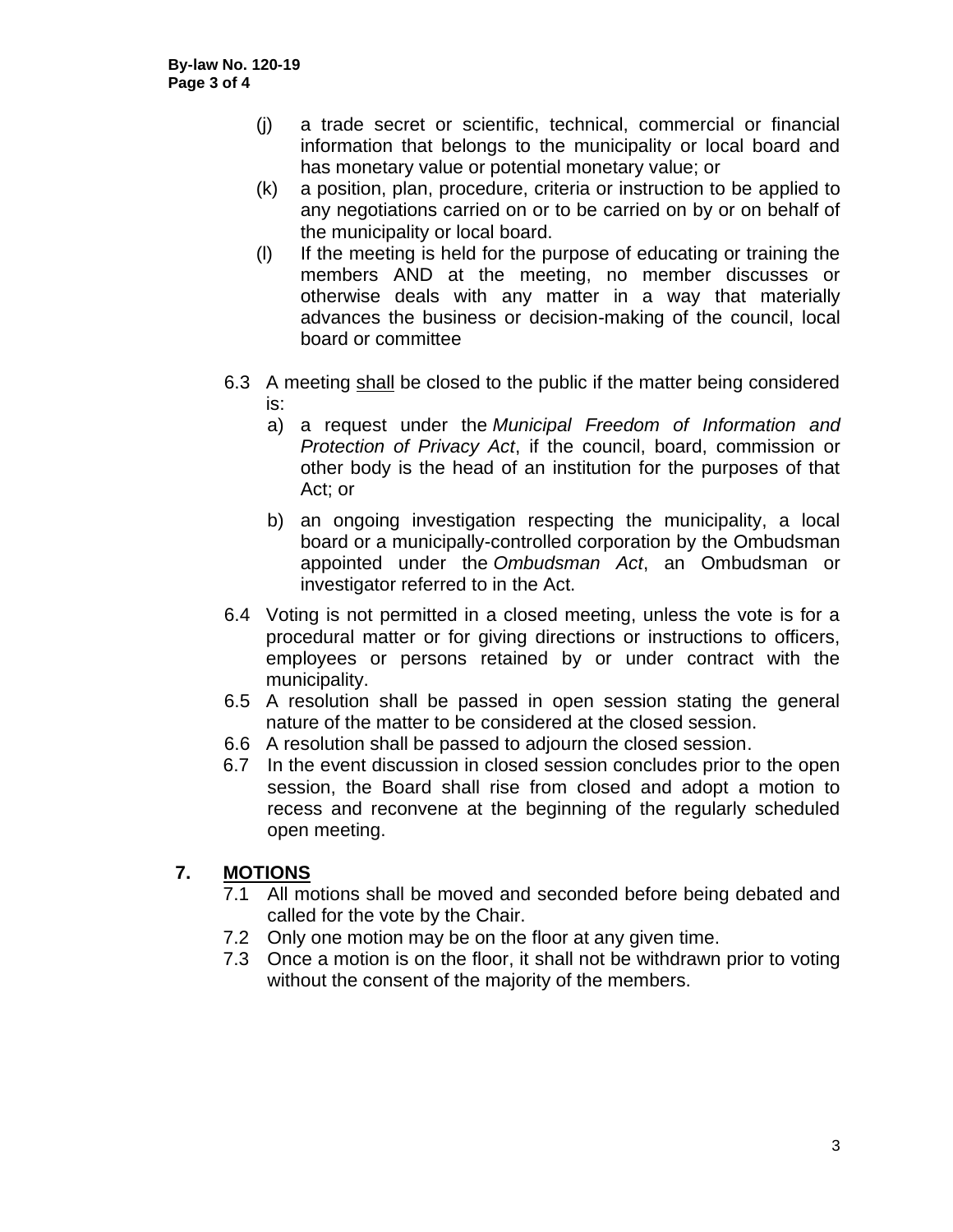(j) a trade secret or scientific, technical, commercial or financial information that belongs to the municipality or local board and has monetary value or potential monetary value; or

(k) a position, plan, procedure, criteria or instruction to be applied to any negotiations carried on or to be carried on by or on behalf of the municipality or local board.

(l) If the meeting is held for the purpose of educating or training the members AND at the meeting, no member discusses or otherwise deals with any matter in a way that materially advances the business or decision-making of the council, local board or committee

6.3 A meeting <u>shall</u> be closed to the public if the matter being considered is:

a) a request under the *Municipal Freedom of Information and Protection of Privacy Act*, if the council, board, commission or other body is the head of an institution for the purposes of that Act; or

b) an ongoing investigation respecting the municipality, a local board or a municipally-controlled corporation by the Ombudsman appointed under the *Ombudsman Act*, an Ombudsman or investigator referred to in the Act.

6.4 Voting is not permitted in a closed meeting, unless the vote is for a procedural matter or for giving directions or instructions to officers, employees or persons retained by or under contract with the municipality.

6.5 A resolution shall be passed in open session stating the general nature of the matter to be considered at the closed session.

6.6 A resolution shall be passed to adjourn the closed session.

6.7 In the event discussion in closed session concludes prior to the open session, the Board shall rise from closed and adopt a motion to recess and reconvene at the beginning of the regularly scheduled open meeting.

## 7. <u>MOTIONS</u>

7.1 All motions shall be moved and seconded before being debated and called for the vote by the Chair.

7.2 Only one motion may be on the floor at any given time.

7.3 Once a motion is on the floor, it shall not be withdrawn prior to voting without the consent of the majority of the members.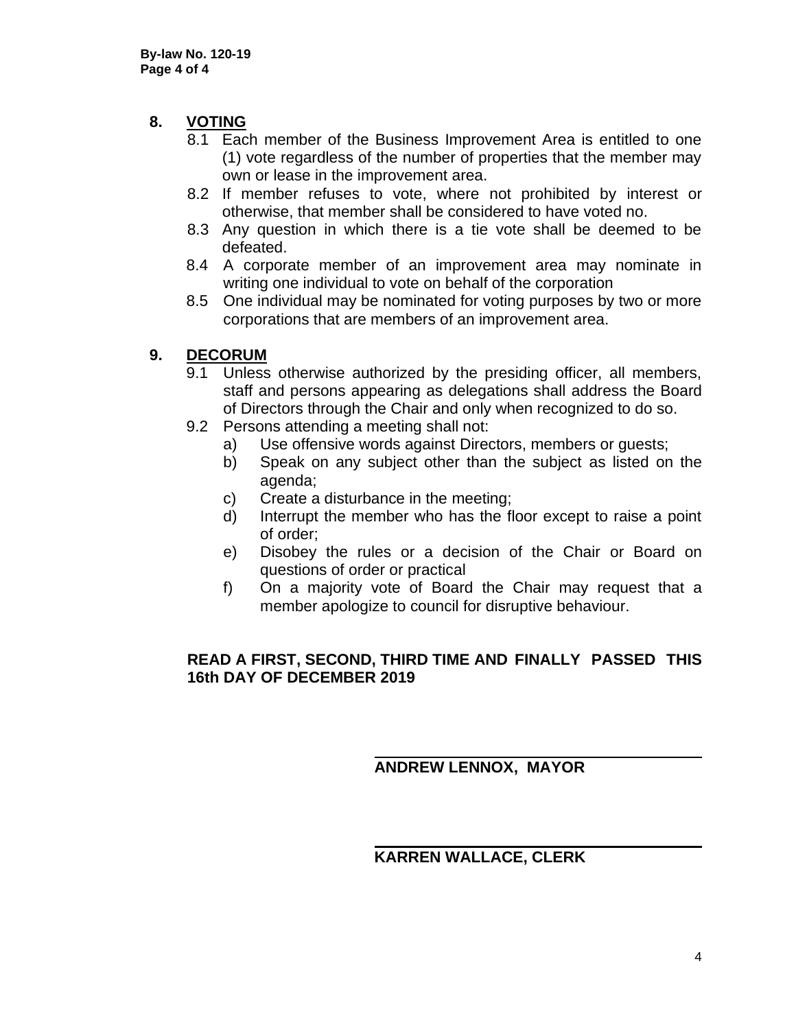## 8. VOTING

8.1 Each member of the Business Improvement Area is entitled to one (1) vote regardless of the number of properties that the member may own or lease in the improvement area.

8.2 If member refuses to vote, where not prohibited by interest or otherwise, that member shall be considered to have voted no.

8.3 Any question in which there is a tie vote shall be deemed to be defeated.

8.4 A corporate member of an improvement area may nominate in writing one individual to vote on behalf of the corporation

8.5 One individual may be nominated for voting purposes by two or more corporations that are members of an improvement area.

## 9. DECORUM

9.1 Unless otherwise authorized by the presiding officer, all members, staff and persons appearing as delegations shall address the Board of Directors through the Chair and only when recognized to do so.

9.2 Persons attending a meeting shall not:

- a) Use offensive words against Directors, members or guests;
- b) Speak on any subject other than the subject as listed on the agenda;
- c) Create a disturbance in the meeting;
- d) Interrupt the member who has the floor except to raise a point of order;
- e) Disobey the rules or a decision of the Chair or Board on questions of order or practical
- f) On a majority vote of Board the Chair may request that a member apologize to council for disruptive behaviour.

**READ A FIRST, SECOND, THIRD TIME AND FINALLY PASSED THIS 16th DAY OF DECEMBER 2019**

**ANDREW LENNOX, MAYOR**

**KARREN WALLACE, CLERK**